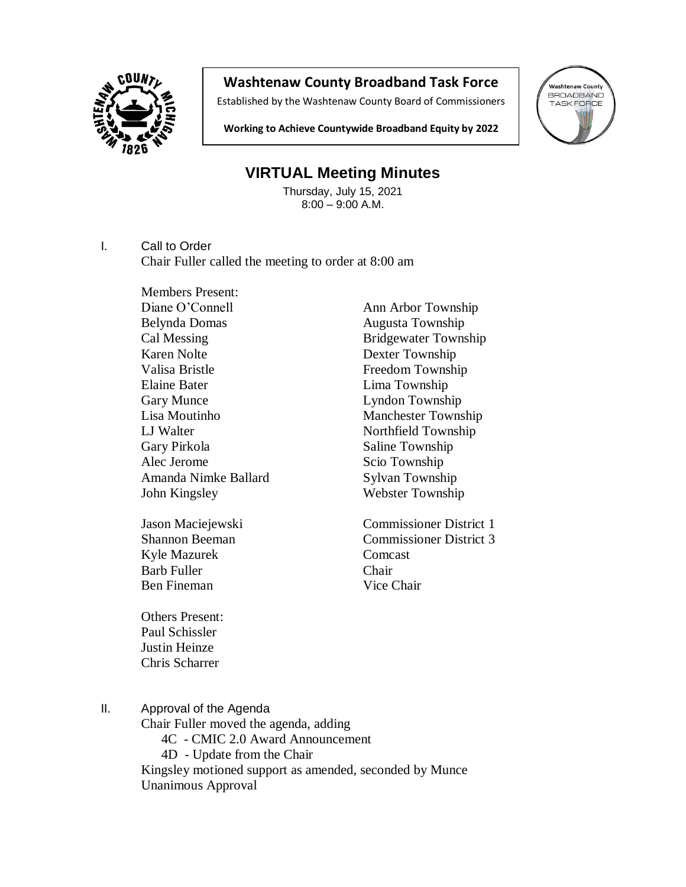# Washtenaw County Broadband Task Force

Established by the Washtenaw County Board of Commissioners

**Working to Achieve Countywide Broadband Equity by 2022**

## VIRTUAL Meeting Minutes

Thursday, July 15, 2021
8:00 – 9:00 A.M.

I. Call to Order

Chair Fuller called the meeting to order at 8:00 am

Members Present:

| | |
|---|---|
| Diane O'Connell | Ann Arbor Township |
| Belynda Domas | Augusta Township |
| Cal Messing | Bridgewater Township |
| Karen Nolte | Dexter Township |
| Valisa Bristle | Freedom Township |
| Elaine Bater | Lima Township |
| Gary Munce | Lyndon Township |
| Lisa Moutinho | Manchester Township |
| LJ Walter | Northfield Township |
| Gary Pirkola | Saline Township |
| Alec Jerome | Scio Township |
| Amanda Nimke Ballard | Sylvan Township |
| John Kingsley | Webster Township |
| Jason Maciejewski | Commissioner District 1 |
| Shannon Beeman | Commissioner District 3 |
| Kyle Mazurek | Comcast |
| Barb Fuller | Chair |
| Ben Fineman | Vice Chair |

Others Present:
Paul Schissler
Justin Heinze
Chris Scharrer

II. Approval of the Agenda

Chair Fuller moved the agenda, adding

- 4C - CMIC 2.0 Award Announcement
- 4D - Update from the Chair

Kingsley motioned support as amended, seconded by Munce
Unanimous Approval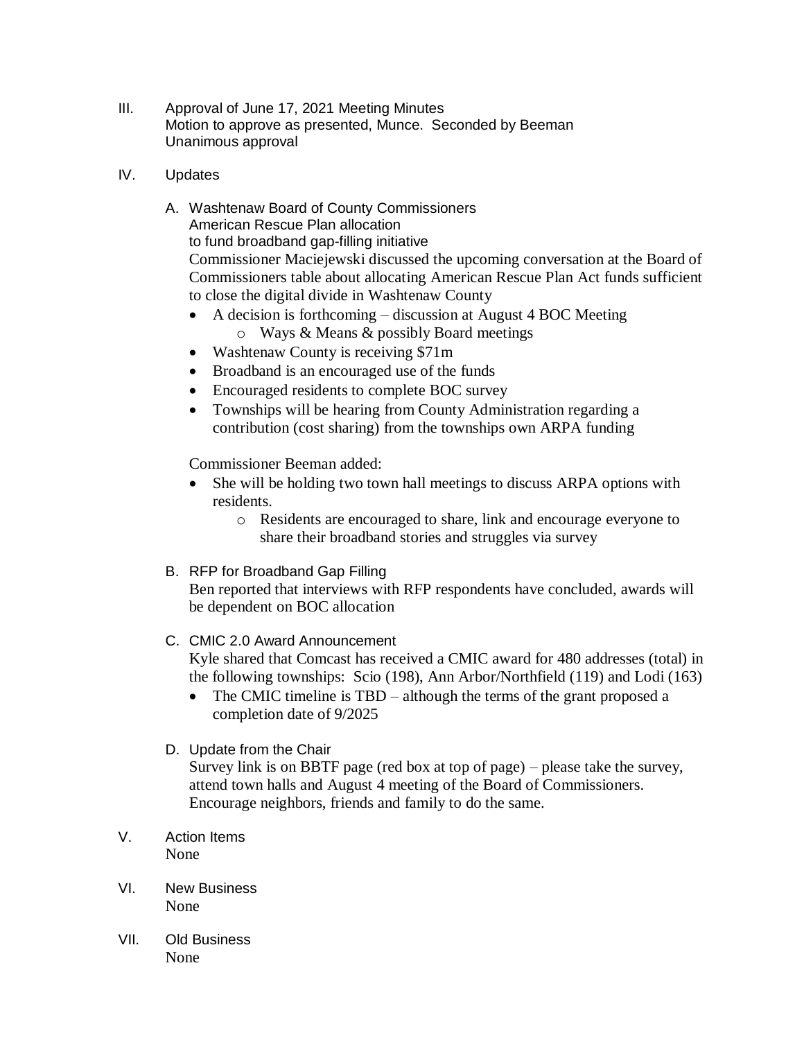III. Approval of June 17, 2021 Meeting Minutes
Motion to approve as presented, Munce. Seconded by Beeman
Unanimous approval

IV. Updates

A. Washtenaw Board of County Commissioners
American Rescue Plan allocation
to fund broadband gap-filling initiative
Commissioner Maciejewski discussed the upcoming conversation at the Board of Commissioners table about allocating American Rescue Plan Act funds sufficient to close the digital divide in Washtenaw County

- A decision is forthcoming – discussion at August 4 BOC Meeting
  - Ways & Means & possibly Board meetings
- Washtenaw County is receiving $71m
- Broadband is an encouraged use of the funds
- Encouraged residents to complete BOC survey
- Townships will be hearing from County Administration regarding a contribution (cost sharing) from the townships own ARPA funding

Commissioner Beeman added:

- She will be holding two town hall meetings to discuss ARPA options with residents.
  - Residents are encouraged to share, link and encourage everyone to share their broadband stories and struggles via survey

B. RFP for Broadband Gap Filling
Ben reported that interviews with RFP respondents have concluded, awards will be dependent on BOC allocation

C. CMIC 2.0 Award Announcement
Kyle shared that Comcast has received a CMIC award for 480 addresses (total) in the following townships: Scio (198), Ann Arbor/Northfield (119) and Lodi (163)

- The CMIC timeline is TBD – although the terms of the grant proposed a completion date of 9/2025

D. Update from the Chair
Survey link is on BBTF page (red box at top of page) – please take the survey, attend town halls and August 4 meeting of the Board of Commissioners. Encourage neighbors, friends and family to do the same.

V. Action Items
None

VI. New Business
None

VII. Old Business
None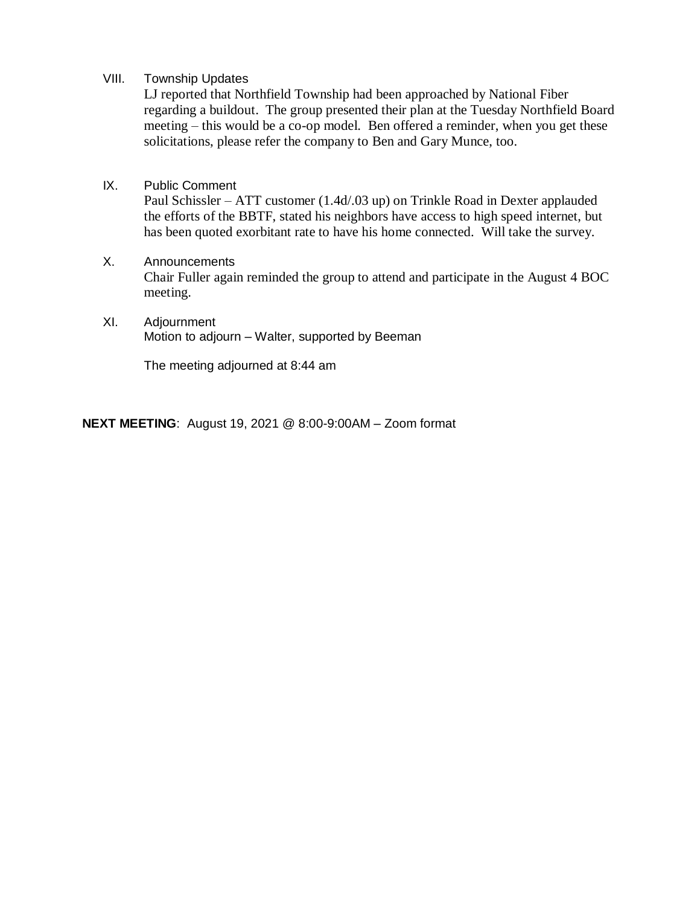VIII. Township Updates

LJ reported that Northfield Township had been approached by National Fiber regarding a buildout. The group presented their plan at the Tuesday Northfield Board meeting – this would be a co-op model. Ben offered a reminder, when you get these solicitations, please refer the company to Ben and Gary Munce, too.

IX. Public Comment

Paul Schissler – ATT customer (1.4d/.03 up) on Trinkle Road in Dexter applauded the efforts of the BBTF, stated his neighbors have access to high speed internet, but has been quoted exorbitant rate to have his home connected. Will take the survey.

X. Announcements

Chair Fuller again reminded the group to attend and participate in the August 4 BOC meeting.

XI. Adjournment

Motion to adjourn – Walter, supported by Beeman

The meeting adjourned at 8:44 am

**NEXT MEETING**: August 19, 2021 @ 8:00-9:00AM – Zoom format